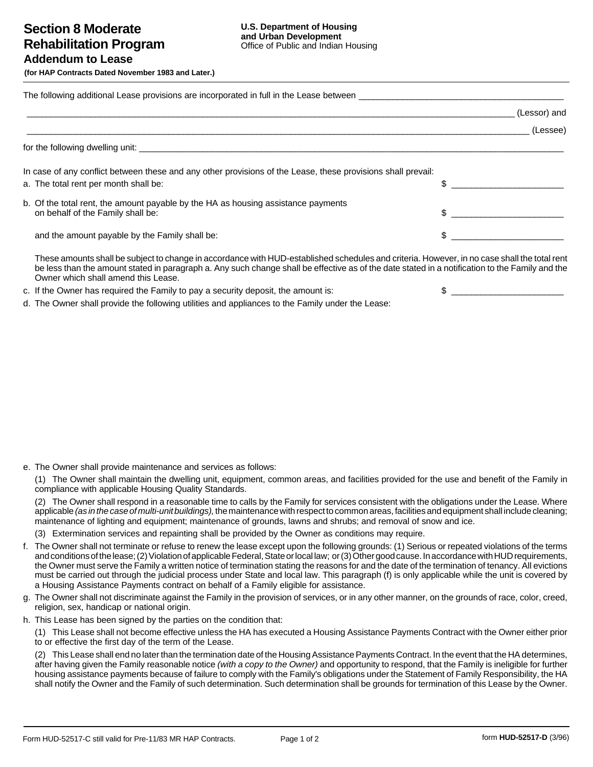# Section 8 Moderate Rehabilitation Program

## Addendum to Lease

**(for HAP Contracts Dated November 1983 and Later.)**

**U.S. Department of Housing and Urban Development**
Office of Public and Indian Housing

The following additional Lease provisions are incorporated in full in the Lease between ___________________________________________

_____________________________________________________________________________________________ (Lessor) and

_____________________________________________________________________________________________ (Lessee)

for the following dwelling unit: ______________________________________________________________________________________

In case of any conflict between these and any other provisions of the Lease, these provisions shall prevail:

a. The total rent per month shall be: $ ______________________

b. Of the total rent, the amount payable by the HA as housing assistance payments on behalf of the Family shall be: $ ______________________

and the amount payable by the Family shall be: $ ______________________

These amounts shall be subject to change in accordance with HUD-established schedules and criteria. However, in no case shall the total rent be less than the amount stated in paragraph a. Any such change shall be effective as of the date stated in a notification to the Family and the Owner which shall amend this Lease.

c. If the Owner has required the Family to pay a security deposit, the amount is: $ ______________________

d. The Owner shall provide the following utilities and appliances to the Family under the Lease:

e. The Owner shall provide maintenance and services as follows:

(1) The Owner shall maintain the dwelling unit, equipment, common areas, and facilities provided for the use and benefit of the Family in compliance with applicable Housing Quality Standards.

(2) The Owner shall respond in a reasonable time to calls by the Family for services consistent with the obligations under the Lease. Where applicable *(as in the case of multi-unit buildings),* the maintenance with respect to common areas, facilities and equipment shall include cleaning; maintenance of lighting and equipment; maintenance of grounds, lawns and shrubs; and removal of snow and ice.

(3) Extermination services and repainting shall be provided by the Owner as conditions may require.

f. The Owner shall not terminate or refuse to renew the lease except upon the following grounds: (1) Serious or repeated violations of the terms and conditions of the lease; (2) Violation of applicable Federal, State or local law; or (3) Other good cause. In accordance with HUD requirements, the Owner must serve the Family a written notice of termination stating the reasons for and the date of the termination of tenancy. All evictions must be carried out through the judicial process under State and local law. This paragraph (f) is only applicable while the unit is covered by a Housing Assistance Payments contract on behalf of a Family eligible for assistance.

g. The Owner shall not discriminate against the Family in the provision of services, or in any other manner, on the grounds of race, color, creed, religion, sex, handicap or national origin.

h. This Lease has been signed by the parties on the condition that:

(1) This Lease shall not become effective unless the HA has executed a Housing Assistance Payments Contract with the Owner either prior to or effective the first day of the term of the Lease.

(2) This Lease shall end no later than the termination date of the Housing Assistance Payments Contract. In the event that the HA determines, after having given the Family reasonable notice *(with a copy to the Owner)* and opportunity to respond, that the Family is ineligible for further housing assistance payments because of failure to comply with the Family's obligations under the Statement of Family Responsibility, the HA shall notify the Owner and the Family of such determination. Such determination shall be grounds for termination of this Lease by the Owner.

Form HUD-52517-C still valid for Pre-11/83 MR HAP Contracts.

form **HUD-52517-D** (3/96)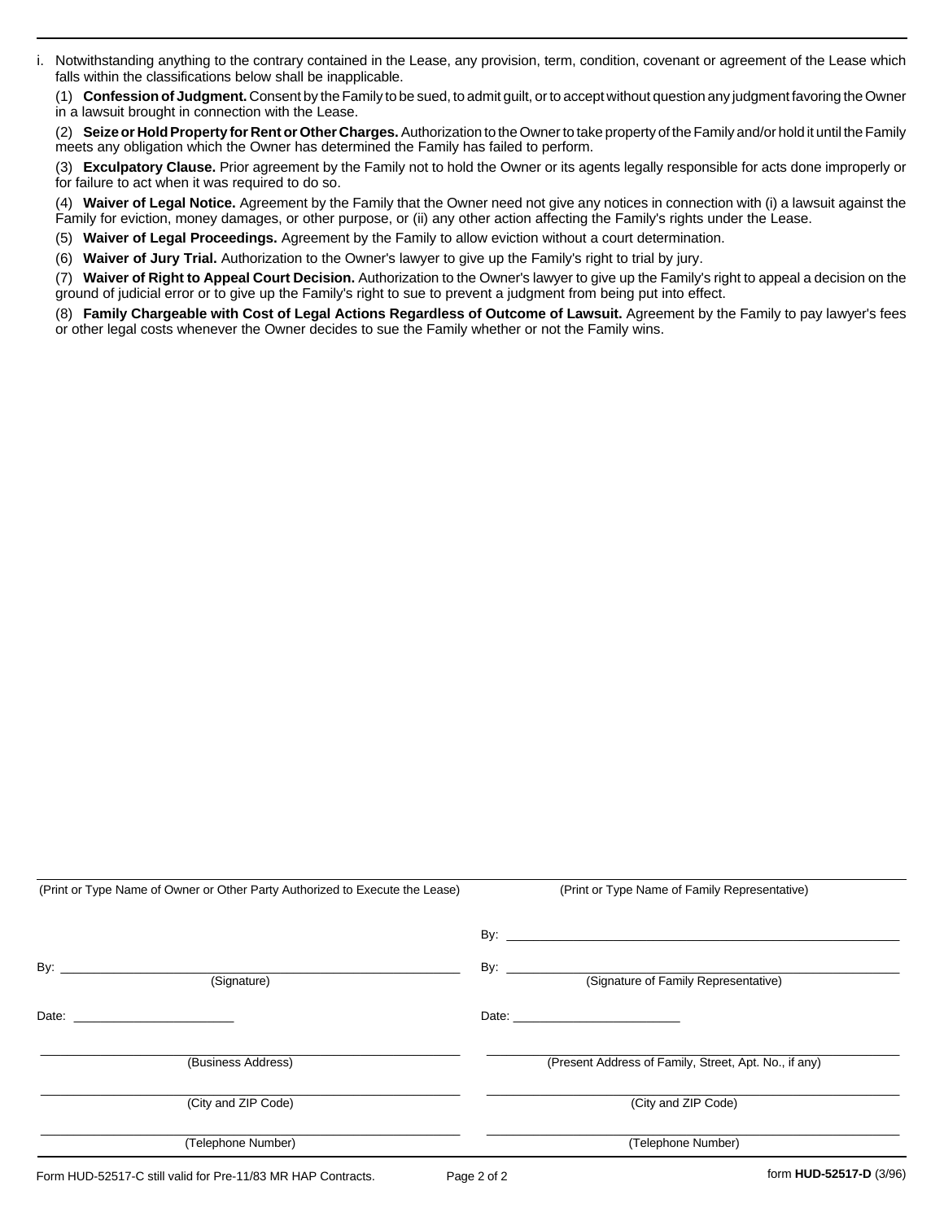i. Notwithstanding anything to the contrary contained in the Lease, any provision, term, condition, covenant or agreement of the Lease which falls within the classifications below shall be inapplicable.

(1) **Confession of Judgment.** Consent by the Family to be sued, to admit guilt, or to accept without question any judgment favoring the Owner in a lawsuit brought in connection with the Lease.

(2) **Seize or Hold Property for Rent or Other Charges.** Authorization to the Owner to take property of the Family and/or hold it until the Family meets any obligation which the Owner has determined the Family has failed to perform.

(3) **Exculpatory Clause.** Prior agreement by the Family not to hold the Owner or its agents legally responsible for acts done improperly or for failure to act when it was required to do so.

(4) **Waiver of Legal Notice.** Agreement by the Family that the Owner need not give any notices in connection with (i) a lawsuit against the Family for eviction, money damages, or other purpose, or (ii) any other action affecting the Family's rights under the Lease.

(5) **Waiver of Legal Proceedings.** Agreement by the Family to allow eviction without a court determination.

(6) **Waiver of Jury Trial.** Authorization to the Owner's lawyer to give up the Family's right to trial by jury.

(7) **Waiver of Right to Appeal Court Decision.** Authorization to the Owner's lawyer to give up the Family's right to appeal a decision on the ground of judicial error or to give up the Family's right to sue to prevent a judgment from being put into effect.

(8) **Family Chargeable with Cost of Legal Actions Regardless of Outcome of Lawsuit.** Agreement by the Family to pay lawyer's fees or other legal costs whenever the Owner decides to sue the Family whether or not the Family wins.

| | |
|---|---|
| (Print or Type Name of Owner or Other Party Authorized to Execute the Lease) | (Print or Type Name of Family Representative) |
| | By: ____________________ |
| By: ____________________ (Signature) | By: ____________________ (Signature of Family Representative) |
| Date: ____________ | Date: ____________ |
| (Business Address) | (Present Address of Family, Street, Apt. No., if any) |
| (City and ZIP Code) | (City and ZIP Code) |
| (Telephone Number) | (Telephone Number) |

Form HUD-52517-C still valid for Pre-11/83 MR HAP Contracts.

form **HUD-52517-D** (3/96)